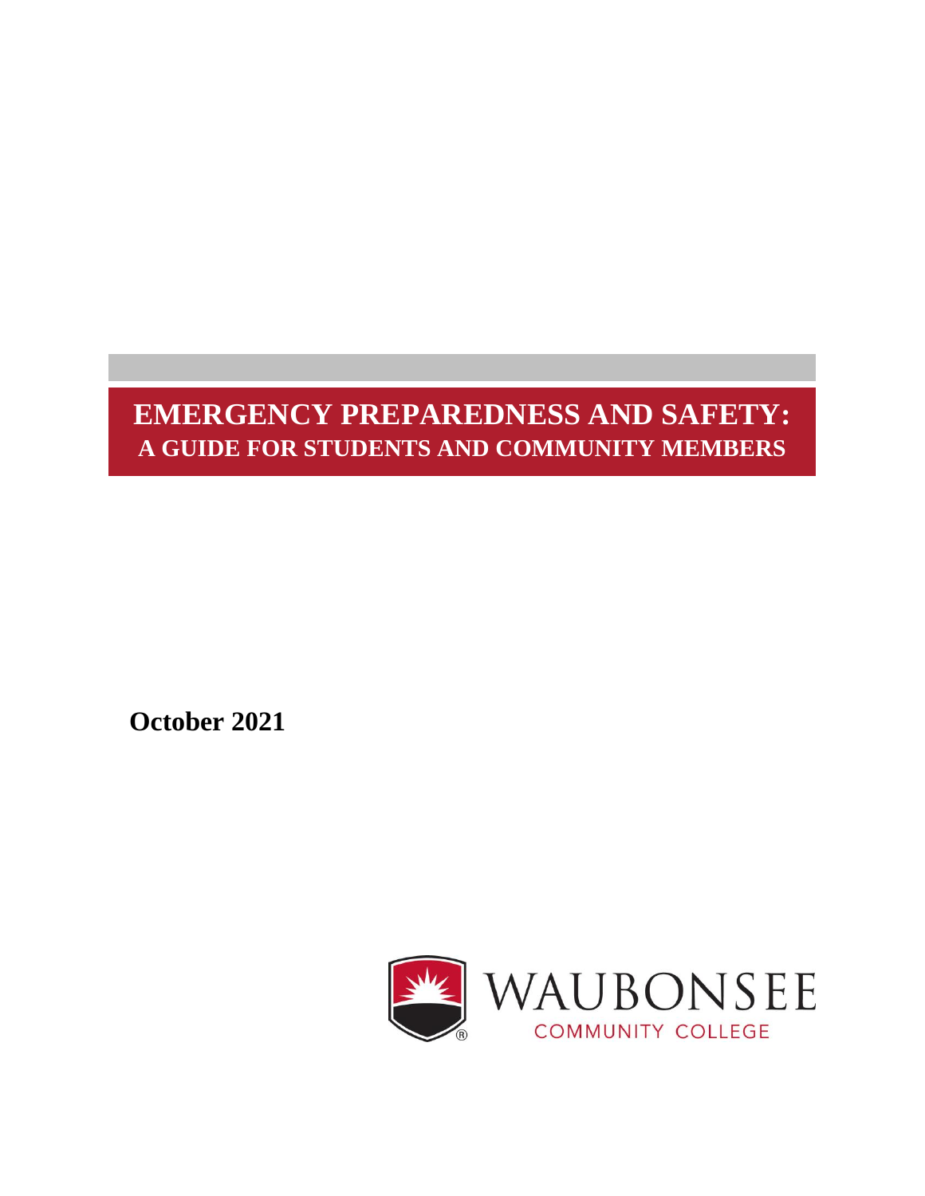# EMERGENCY PREPAREDNESS AND SAFETY:

## A GUIDE FOR STUDENTS AND COMMUNITY MEMBERS

**October 2021**

WAUBONSEE COMMUNITY COLLEGE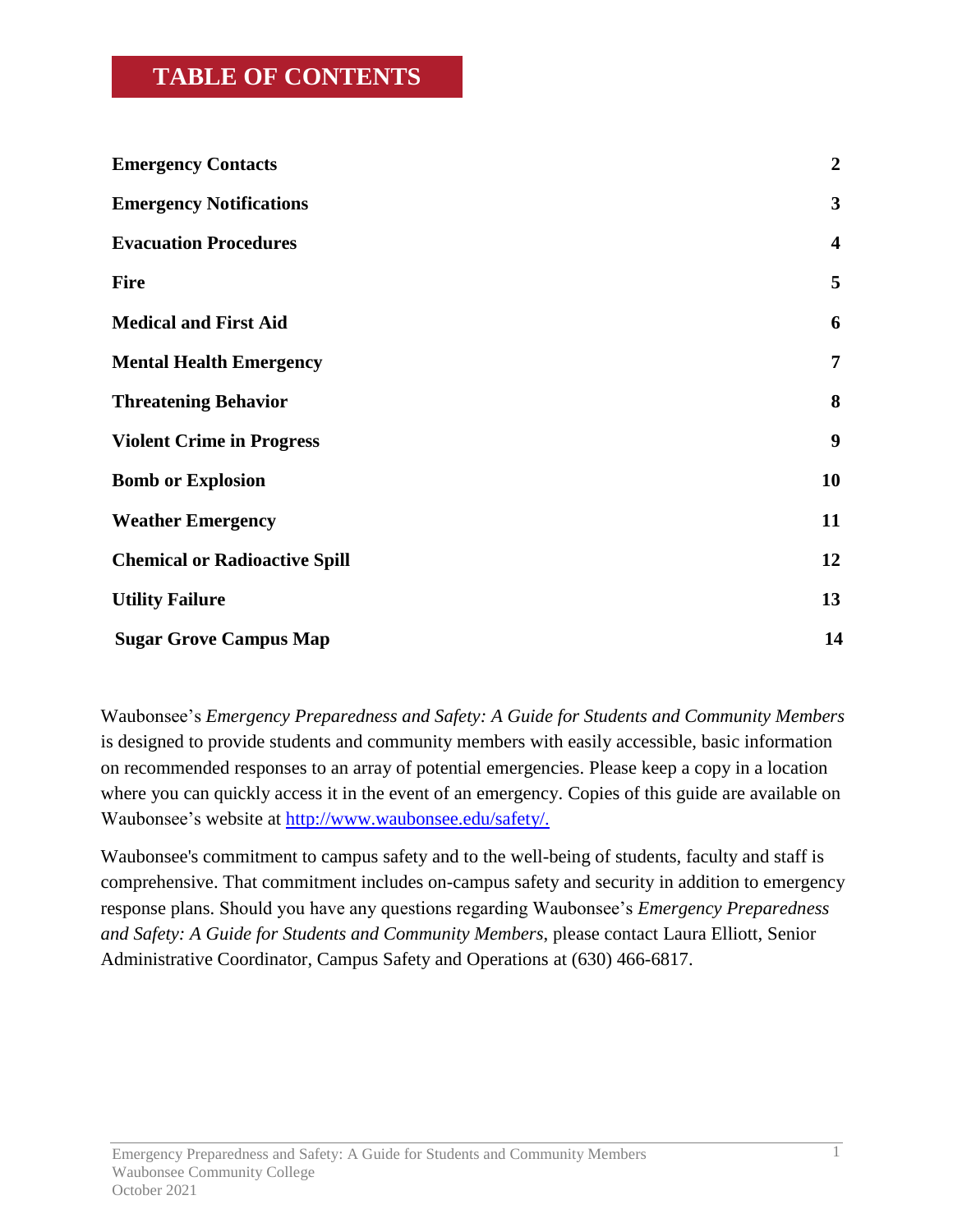# TABLE OF CONTENTS

| | |
|---|---|
| **Emergency Contacts** | **2** |
| **Emergency Notifications** | **3** |
| **Evacuation Procedures** | **4** |
| **Fire** | **5** |
| **Medical and First Aid** | **6** |
| **Mental Health Emergency** | **7** |
| **Threatening Behavior** | **8** |
| **Violent Crime in Progress** | **9** |
| **Bomb or Explosion** | **10** |
| **Weather Emergency** | **11** |
| **Chemical or Radioactive Spill** | **12** |
| **Utility Failure** | **13** |
| **Sugar Grove Campus Map** | **14** |

Waubonsee's *Emergency Preparedness and Safety: A Guide for Students and Community Members* is designed to provide students and community members with easily accessible, basic information on recommended responses to an array of potential emergencies. Please keep a copy in a location where you can quickly access it in the event of an emergency. Copies of this guide are available on Waubonsee's website at http://www.waubonsee.edu/safety/.

Waubonsee's commitment to campus safety and to the well-being of students, faculty and staff is comprehensive. That commitment includes on-campus safety and security in addition to emergency response plans. Should you have any questions regarding Waubonsee's *Emergency Preparedness and Safety: A Guide for Students and Community Members*, please contact Laura Elliott, Senior Administrative Coordinator, Campus Safety and Operations at (630) 466-6817.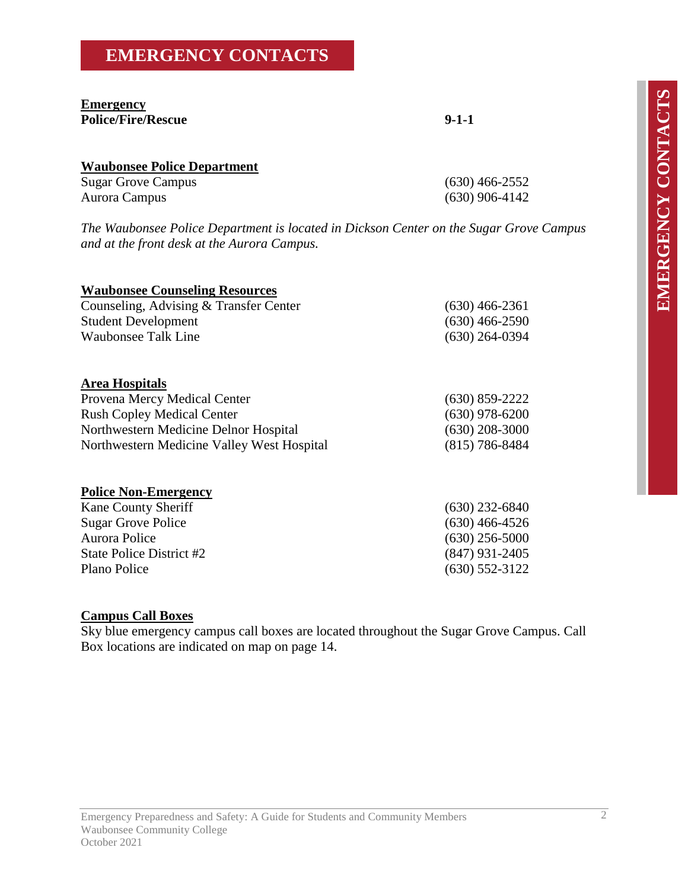# EMERGENCY CONTACTS

| **Emergency** | |
|---|---|
| **Police/Fire/Rescue** | **9-1-1** |

| **Waubonsee Police Department** | |
|---|---|
| Sugar Grove Campus | (630) 466-2552 |
| Aurora Campus | (630) 906-4142 |

*The Waubonsee Police Department is located in Dickson Center on the Sugar Grove Campus and at the front desk at the Aurora Campus.*

| **Waubonsee Counseling Resources** | |
|---|---|
| Counseling, Advising & Transfer Center | (630) 466-2361 |
| Student Development | (630) 466-2590 |
| Waubonsee Talk Line | (630) 264-0394 |

| **Area Hospitals** | |
|---|---|
| Provena Mercy Medical Center | (630) 859-2222 |
| Rush Copley Medical Center | (630) 978-6200 |
| Northwestern Medicine Delnor Hospital | (630) 208-3000 |
| Northwestern Medicine Valley West Hospital | (815) 786-8484 |

| **Police Non-Emergency** | |
|---|---|
| Kane County Sheriff | (630) 232-6840 |
| Sugar Grove Police | (630) 466-4526 |
| Aurora Police | (630) 256-5000 |
| State Police District #2 | (847) 931-2405 |
| Plano Police | (630) 552-3122 |

**Campus Call Boxes**

Sky blue emergency campus call boxes are located throughout the Sugar Grove Campus. Call Box locations are indicated on map on page 14.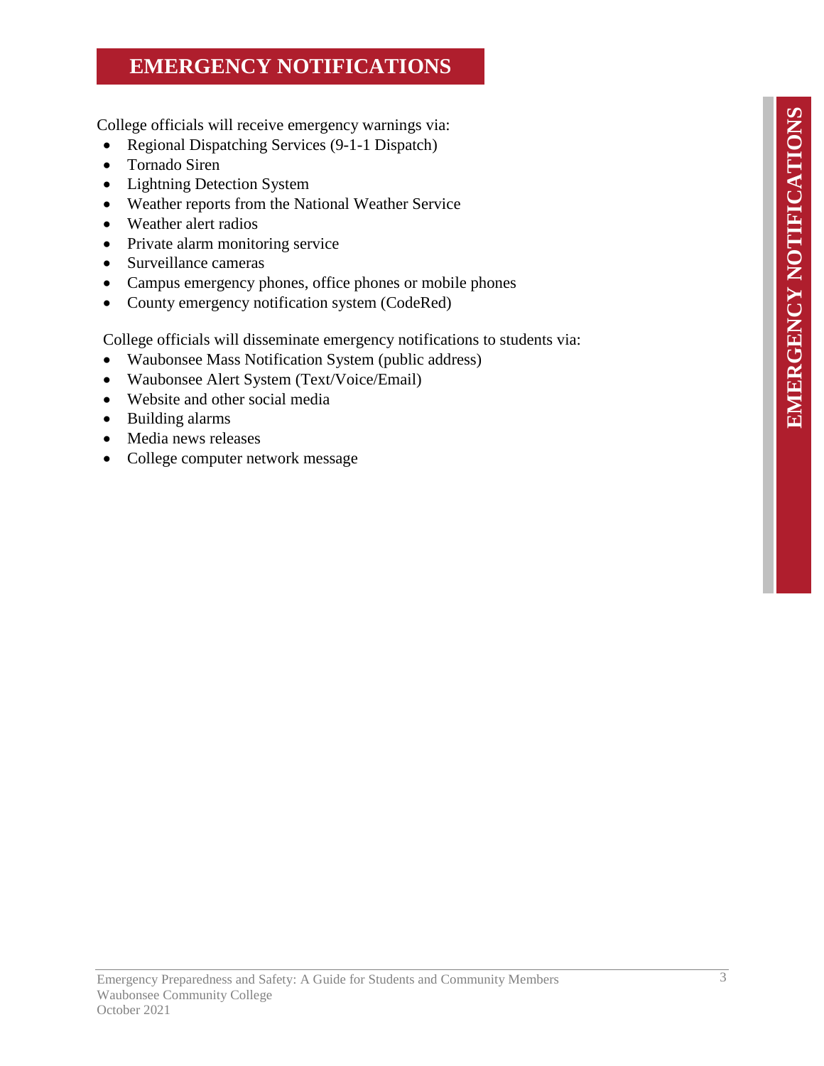# EMERGENCY NOTIFICATIONS

College officials will receive emergency warnings via:

- Regional Dispatching Services (9-1-1 Dispatch)
- Tornado Siren
- Lightning Detection System
- Weather reports from the National Weather Service
- Weather alert radios
- Private alarm monitoring service
- Surveillance cameras
- Campus emergency phones, office phones or mobile phones
- County emergency notification system (CodeRed)

College officials will disseminate emergency notifications to students via:

- Waubonsee Mass Notification System (public address)
- Waubonsee Alert System (Text/Voice/Email)
- Website and other social media
- Building alarms
- Media news releases
- College computer network message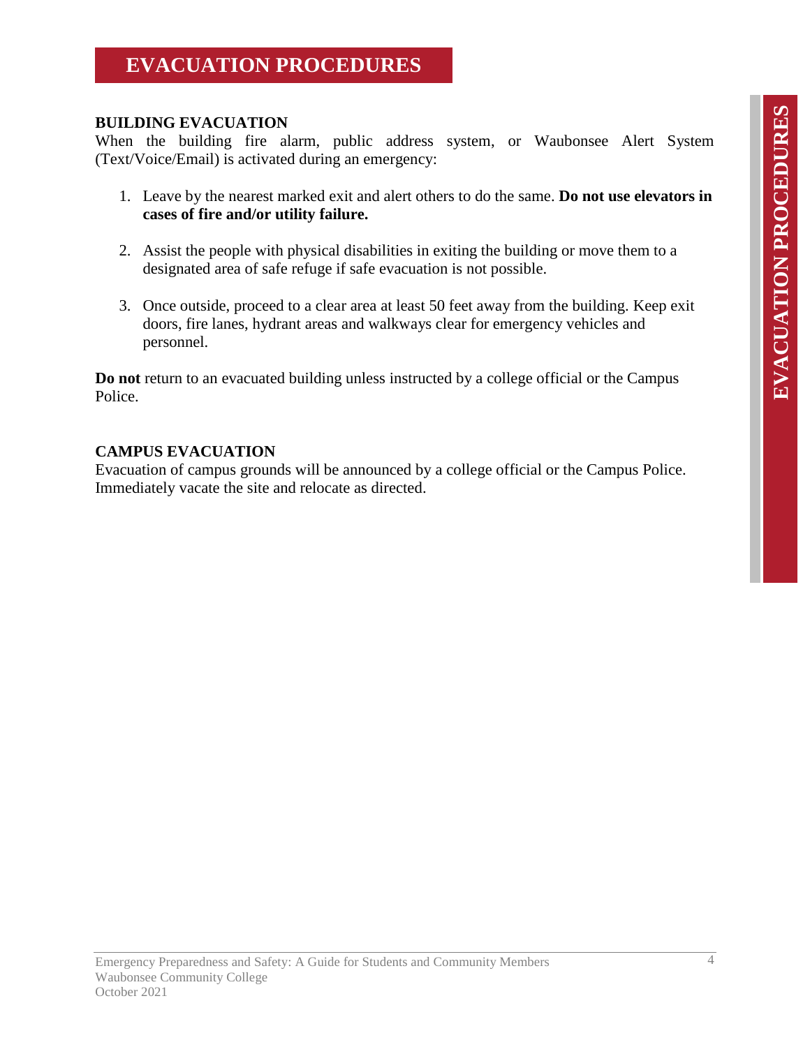# EVACUATION PROCEDURES

### BUILDING EVACUATION

When the building fire alarm, public address system, or Waubonsee Alert System (Text/Voice/Email) is activated during an emergency:

1. Leave by the nearest marked exit and alert others to do the same. **Do not use elevators in cases of fire and/or utility failure.**

2. Assist the people with physical disabilities in exiting the building or move them to a designated area of safe refuge if safe evacuation is not possible.

3. Once outside, proceed to a clear area at least 50 feet away from the building. Keep exit doors, fire lanes, hydrant areas and walkways clear for emergency vehicles and personnel.

**Do not** return to an evacuated building unless instructed by a college official or the Campus Police.

### CAMPUS EVACUATION

Evacuation of campus grounds will be announced by a college official or the Campus Police. Immediately vacate the site and relocate as directed.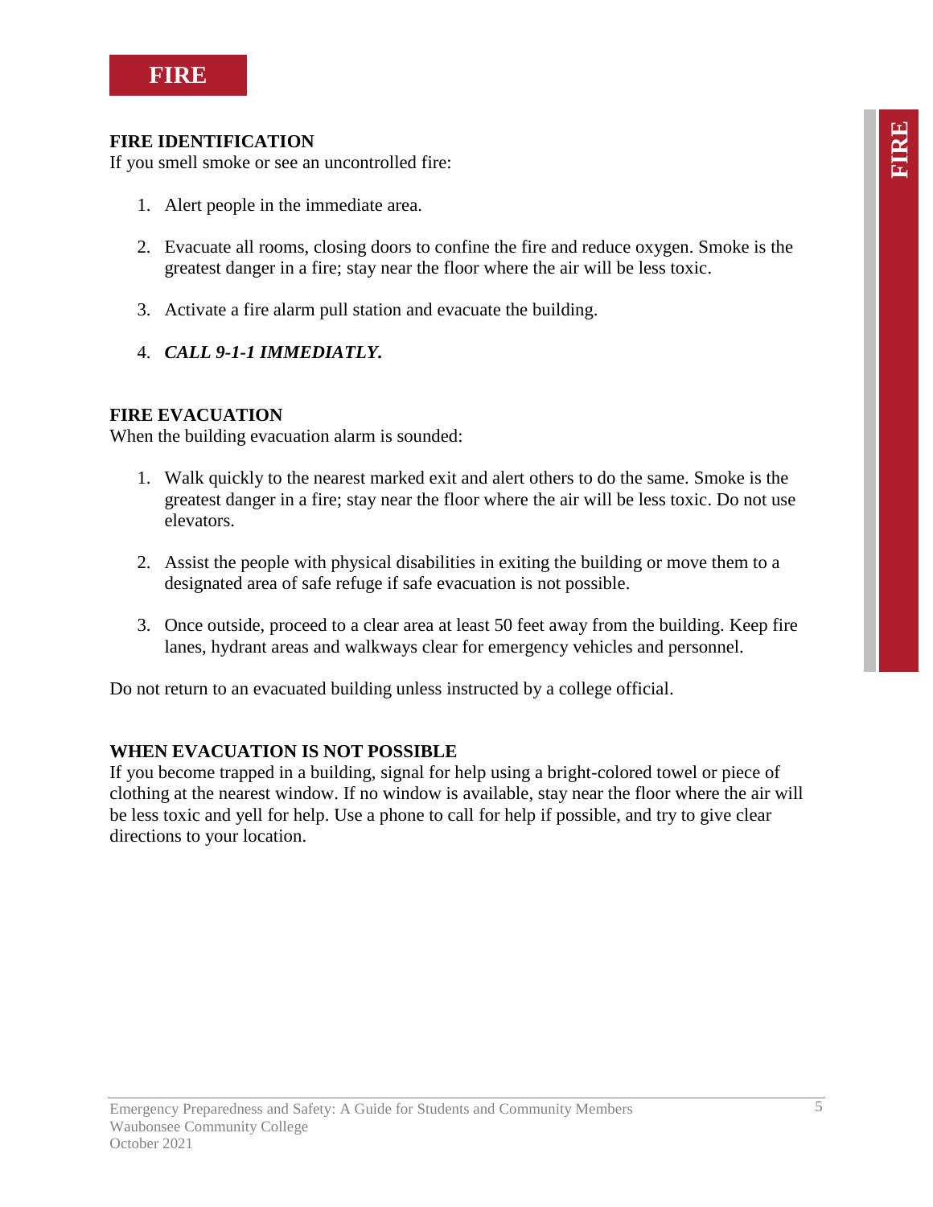# FIRE

## FIRE IDENTIFICATION

If you smell smoke or see an uncontrolled fire:

1. Alert people in the immediate area.
2. Evacuate all rooms, closing doors to confine the fire and reduce oxygen. Smoke is the greatest danger in a fire; stay near the floor where the air will be less toxic.
3. Activate a fire alarm pull station and evacuate the building.
4. ***CALL 9-1-1 IMMEDIATLY.***

## FIRE EVACUATION

When the building evacuation alarm is sounded:

1. Walk quickly to the nearest marked exit and alert others to do the same. Smoke is the greatest danger in a fire; stay near the floor where the air will be less toxic. Do not use elevators.
2. Assist the people with physical disabilities in exiting the building or move them to a designated area of safe refuge if safe evacuation is not possible.
3. Once outside, proceed to a clear area at least 50 feet away from the building. Keep fire lanes, hydrant areas and walkways clear for emergency vehicles and personnel.

Do not return to an evacuated building unless instructed by a college official.

## WHEN EVACUATION IS NOT POSSIBLE

If you become trapped in a building, signal for help using a bright-colored towel or piece of clothing at the nearest window. If no window is available, stay near the floor where the air will be less toxic and yell for help. Use a phone to call for help if possible, and try to give clear directions to your location.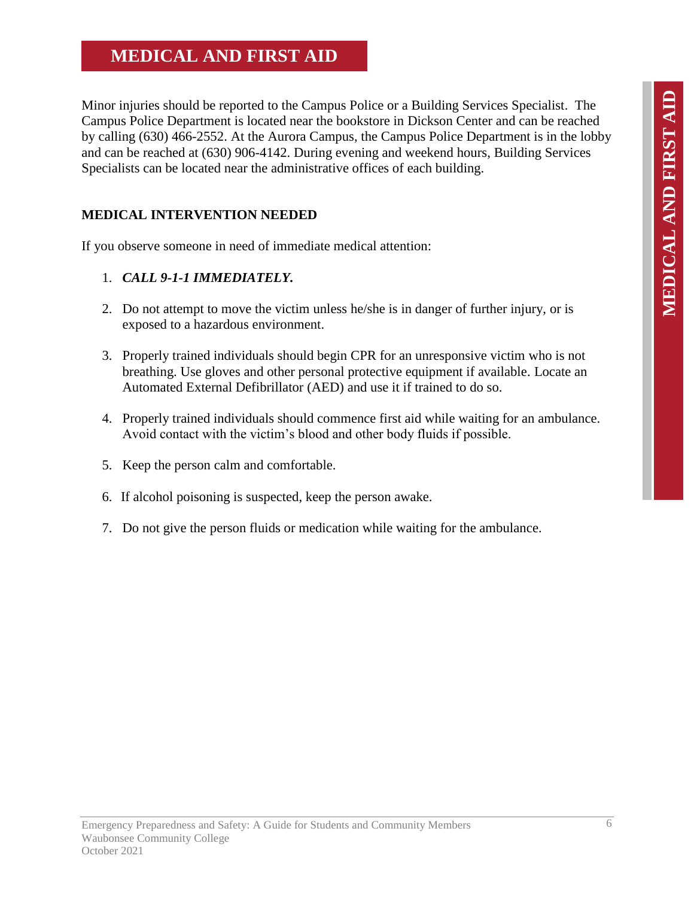# MEDICAL AND FIRST AID

Minor injuries should be reported to the Campus Police or a Building Services Specialist. The Campus Police Department is located near the bookstore in Dickson Center and can be reached by calling (630) 466-2552. At the Aurora Campus, the Campus Police Department is in the lobby and can be reached at (630) 906-4142. During evening and weekend hours, Building Services Specialists can be located near the administrative offices of each building.

## MEDICAL INTERVENTION NEEDED

If you observe someone in need of immediate medical attention:

1. ***CALL 9-1-1 IMMEDIATELY.***
2. Do not attempt to move the victim unless he/she is in danger of further injury, or is exposed to a hazardous environment.
3. Properly trained individuals should begin CPR for an unresponsive victim who is not breathing. Use gloves and other personal protective equipment if available. Locate an Automated External Defibrillator (AED) and use it if trained to do so.
4. Properly trained individuals should commence first aid while waiting for an ambulance. Avoid contact with the victim's blood and other body fluids if possible.
5. Keep the person calm and comfortable.
6. If alcohol poisoning is suspected, keep the person awake.
7. Do not give the person fluids or medication while waiting for the ambulance.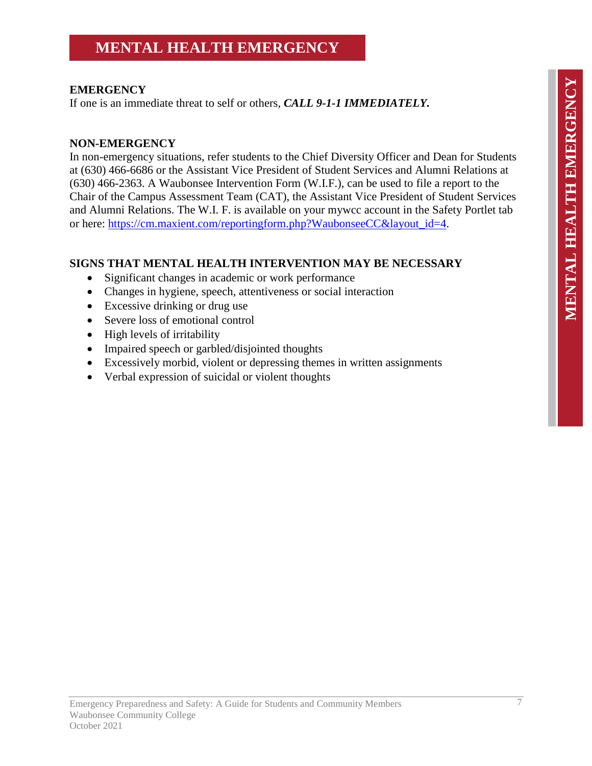# MENTAL HEALTH EMERGENCY

**EMERGENCY**

If one is an immediate threat to self or others, ***CALL 9-1-1 IMMEDIATELY.***

**NON-EMERGENCY**

In non-emergency situations, refer students to the Chief Diversity Officer and Dean for Students at (630) 466-6686 or the Assistant Vice President of Student Services and Alumni Relations at (630) 466-2363. A Waubonsee Intervention Form (W.I.F.), can be used to file a report to the Chair of the Campus Assessment Team (CAT), the Assistant Vice President of Student Services and Alumni Relations. The W.I. F. is available on your mywcc account in the Safety Portlet tab or here: [https://cm.maxient.com/reportingform.php?WaubonseeCC&layout_id=4](https://cm.maxient.com/reportingform.php?WaubonseeCC&layout_id=4).

**SIGNS THAT MENTAL HEALTH INTERVENTION MAY BE NECESSARY**

- Significant changes in academic or work performance
- Changes in hygiene, speech, attentiveness or social interaction
- Excessive drinking or drug use
- Severe loss of emotional control
- High levels of irritability
- Impaired speech or garbled/disjointed thoughts
- Excessively morbid, violent or depressing themes in written assignments
- Verbal expression of suicidal or violent thoughts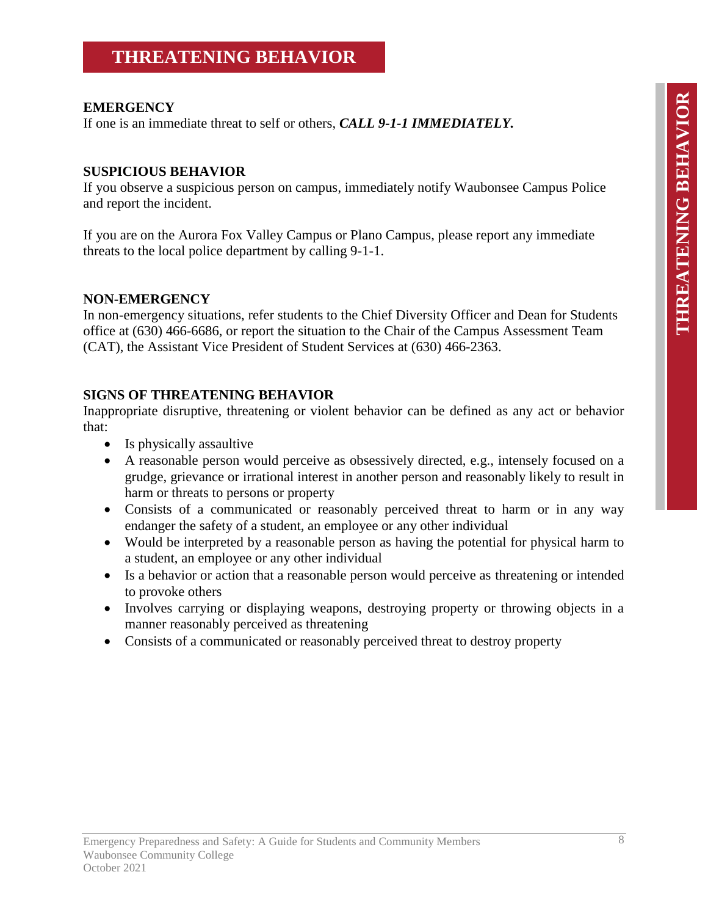# THREATENING BEHAVIOR

**EMERGENCY**
If one is an immediate threat to self or others, ***CALL 9-1-1 IMMEDIATELY.***

**SUSPICIOUS BEHAVIOR**
If you observe a suspicious person on campus, immediately notify Waubonsee Campus Police and report the incident.

If you are on the Aurora Fox Valley Campus or Plano Campus, please report any immediate threats to the local police department by calling 9-1-1.

**NON-EMERGENCY**
In non-emergency situations, refer students to the Chief Diversity Officer and Dean for Students office at (630) 466-6686, or report the situation to the Chair of the Campus Assessment Team (CAT), the Assistant Vice President of Student Services at (630) 466-2363.

**SIGNS OF THREATENING BEHAVIOR**
Inappropriate disruptive, threatening or violent behavior can be defined as any act or behavior that:

- Is physically assaultive
- A reasonable person would perceive as obsessively directed, e.g., intensely focused on a grudge, grievance or irrational interest in another person and reasonably likely to result in harm or threats to persons or property
- Consists of a communicated or reasonably perceived threat to harm or in any way endanger the safety of a student, an employee or any other individual
- Would be interpreted by a reasonable person as having the potential for physical harm to a student, an employee or any other individual
- Is a behavior or action that a reasonable person would perceive as threatening or intended to provoke others
- Involves carrying or displaying weapons, destroying property or throwing objects in a manner reasonably perceived as threatening
- Consists of a communicated or reasonably perceived threat to destroy property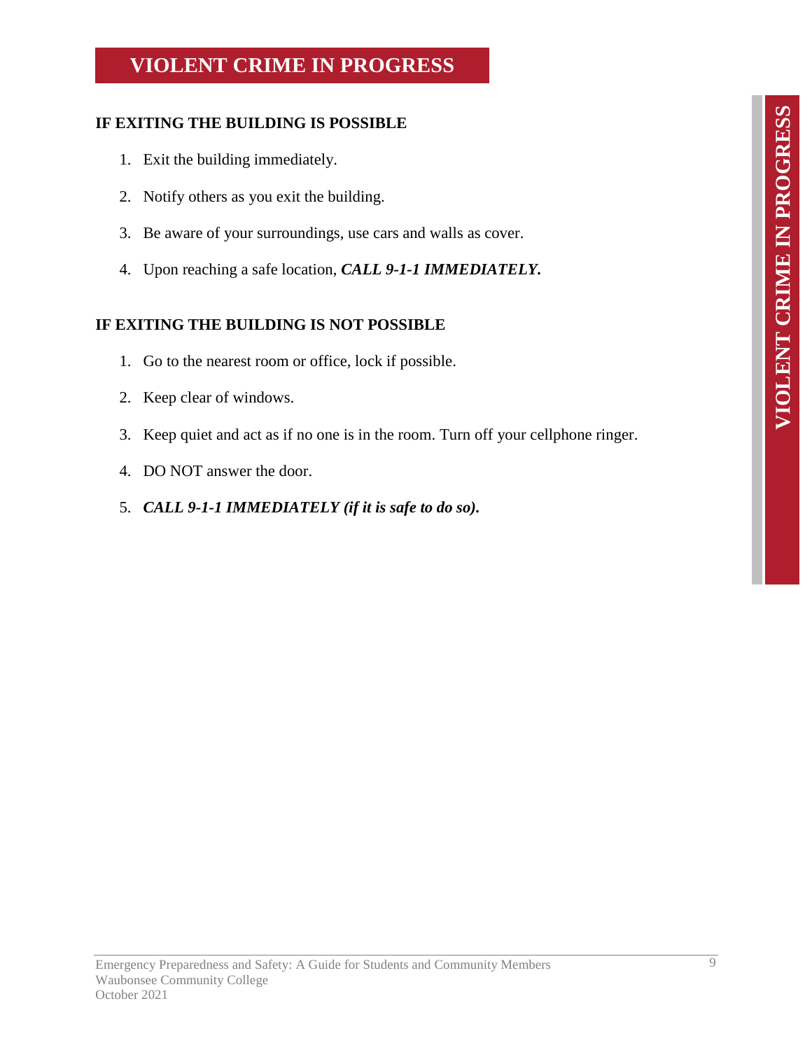# VIOLENT CRIME IN PROGRESS

**IF EXITING THE BUILDING IS POSSIBLE**

1. Exit the building immediately.
2. Notify others as you exit the building.
3. Be aware of your surroundings, use cars and walls as cover.
4. Upon reaching a safe location, ***CALL 9-1-1 IMMEDIATELY.***

**IF EXITING THE BUILDING IS NOT POSSIBLE**

1. Go to the nearest room or office, lock if possible.
2. Keep clear of windows.
3. Keep quiet and act as if no one is in the room. Turn off your cellphone ringer.
4. DO NOT answer the door.
5. ***CALL 9-1-1 IMMEDIATELY (if it is safe to do so).***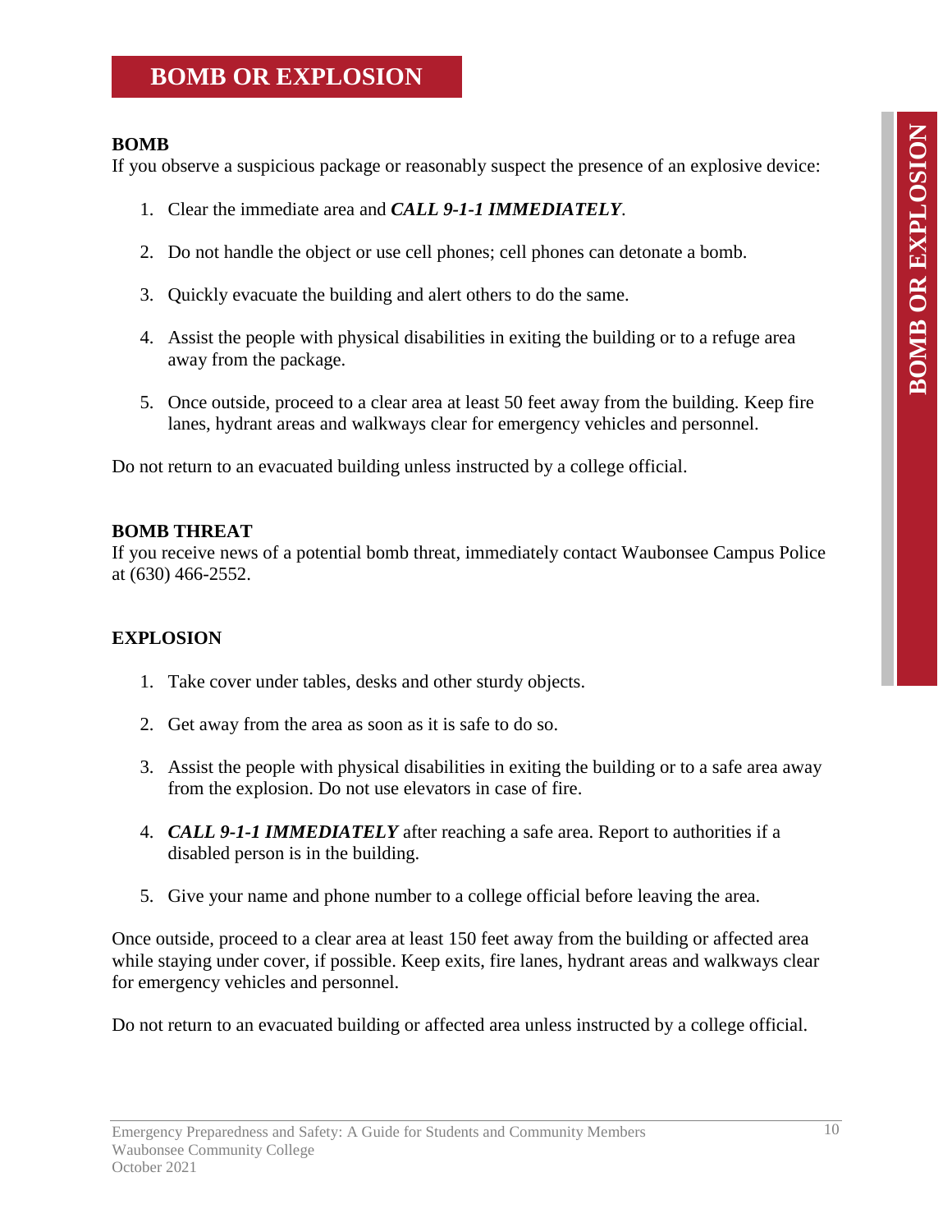# BOMB OR EXPLOSION

**BOMB**

If you observe a suspicious package or reasonably suspect the presence of an explosive device:

1. Clear the immediate area and ***CALL 9-1-1 IMMEDIATELY***.
2. Do not handle the object or use cell phones; cell phones can detonate a bomb.
3. Quickly evacuate the building and alert others to do the same.
4. Assist the people with physical disabilities in exiting the building or to a refuge area away from the package.
5. Once outside, proceed to a clear area at least 50 feet away from the building. Keep fire lanes, hydrant areas and walkways clear for emergency vehicles and personnel.

Do not return to an evacuated building unless instructed by a college official.

**BOMB THREAT**

If you receive news of a potential bomb threat, immediately contact Waubonsee Campus Police at (630) 466-2552.

**EXPLOSION**

1. Take cover under tables, desks and other sturdy objects.
2. Get away from the area as soon as it is safe to do so.
3. Assist the people with physical disabilities in exiting the building or to a safe area away from the explosion. Do not use elevators in case of fire.
4. ***CALL 9-1-1 IMMEDIATELY*** after reaching a safe area. Report to authorities if a disabled person is in the building.
5. Give your name and phone number to a college official before leaving the area.

Once outside, proceed to a clear area at least 150 feet away from the building or affected area while staying under cover, if possible. Keep exits, fire lanes, hydrant areas and walkways clear for emergency vehicles and personnel.

Do not return to an evacuated building or affected area unless instructed by a college official.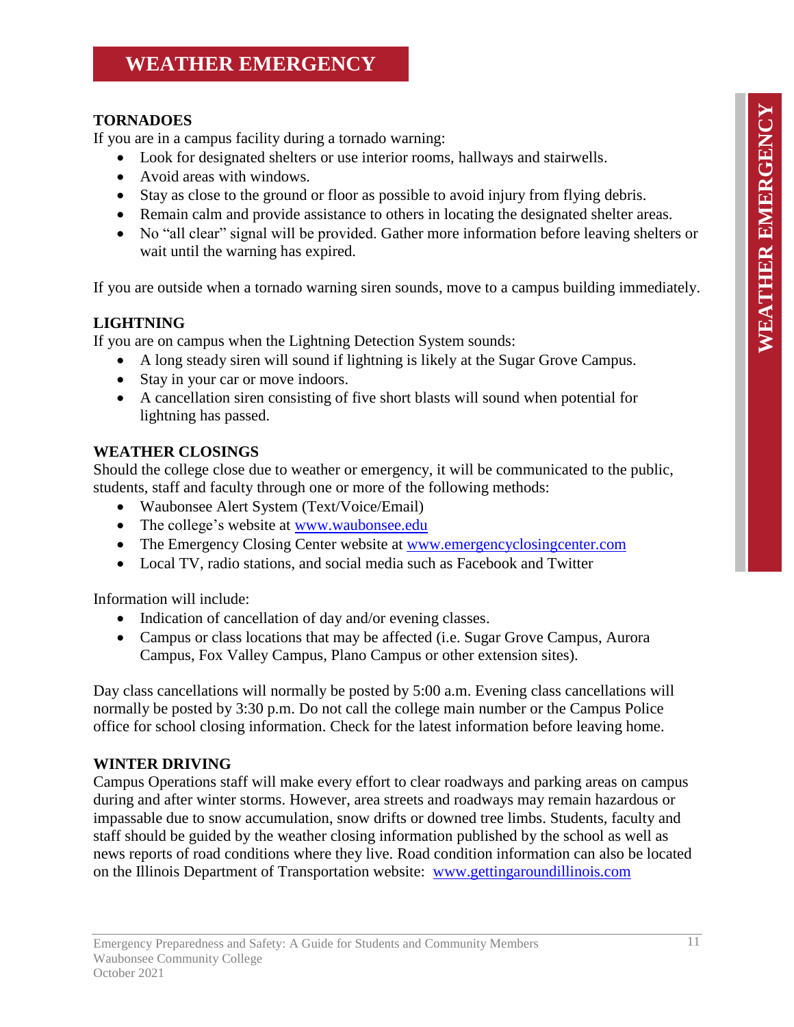# WEATHER EMERGENCY

## TORNADOES

If you are in a campus facility during a tornado warning:

- Look for designated shelters or use interior rooms, hallways and stairwells.
- Avoid areas with windows.
- Stay as close to the ground or floor as possible to avoid injury from flying debris.
- Remain calm and provide assistance to others in locating the designated shelter areas.
- No "all clear" signal will be provided. Gather more information before leaving shelters or wait until the warning has expired.

If you are outside when a tornado warning siren sounds, move to a campus building immediately.

## LIGHTNING

If you are on campus when the Lightning Detection System sounds:

- A long steady siren will sound if lightning is likely at the Sugar Grove Campus.
- Stay in your car or move indoors.
- A cancellation siren consisting of five short blasts will sound when potential for lightning has passed.

## WEATHER CLOSINGS

Should the college close due to weather or emergency, it will be communicated to the public, students, staff and faculty through one or more of the following methods:

- Waubonsee Alert System (Text/Voice/Email)
- The college's website at [www.waubonsee.edu](http://www.waubonsee.edu)
- The Emergency Closing Center website at [www.emergencyclosingcenter.com](http://www.emergencyclosingcenter.com)
- Local TV, radio stations, and social media such as Facebook and Twitter

Information will include:

- Indication of cancellation of day and/or evening classes.
- Campus or class locations that may be affected (i.e. Sugar Grove Campus, Aurora Campus, Fox Valley Campus, Plano Campus or other extension sites).

Day class cancellations will normally be posted by 5:00 a.m. Evening class cancellations will normally be posted by 3:30 p.m. Do not call the college main number or the Campus Police office for school closing information. Check for the latest information before leaving home.

## WINTER DRIVING

Campus Operations staff will make every effort to clear roadways and parking areas on campus during and after winter storms. However, area streets and roadways may remain hazardous or impassable due to snow accumulation, snow drifts or downed tree limbs. Students, faculty and staff should be guided by the weather closing information published by the school as well as news reports of road conditions where they live. Road condition information can also be located on the Illinois Department of Transportation website: [www.gettingaroundillinois.com](http://www.gettingaroundillinois.com)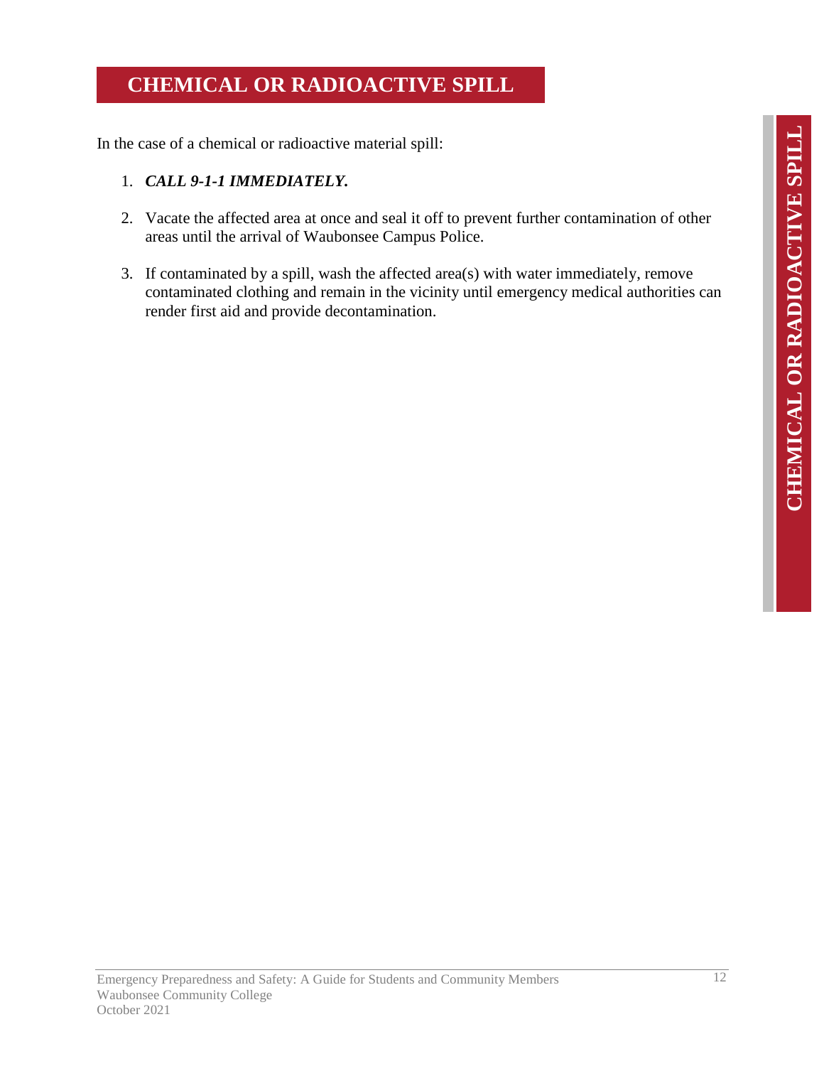# CHEMICAL OR RADIOACTIVE SPILL

In the case of a chemical or radioactive material spill:

1. ***CALL 9-1-1 IMMEDIATELY.***
2. Vacate the affected area at once and seal it off to prevent further contamination of other areas until the arrival of Waubonsee Campus Police.
3. If contaminated by a spill, wash the affected area(s) with water immediately, remove contaminated clothing and remain in the vicinity until emergency medical authorities can render first aid and provide decontamination.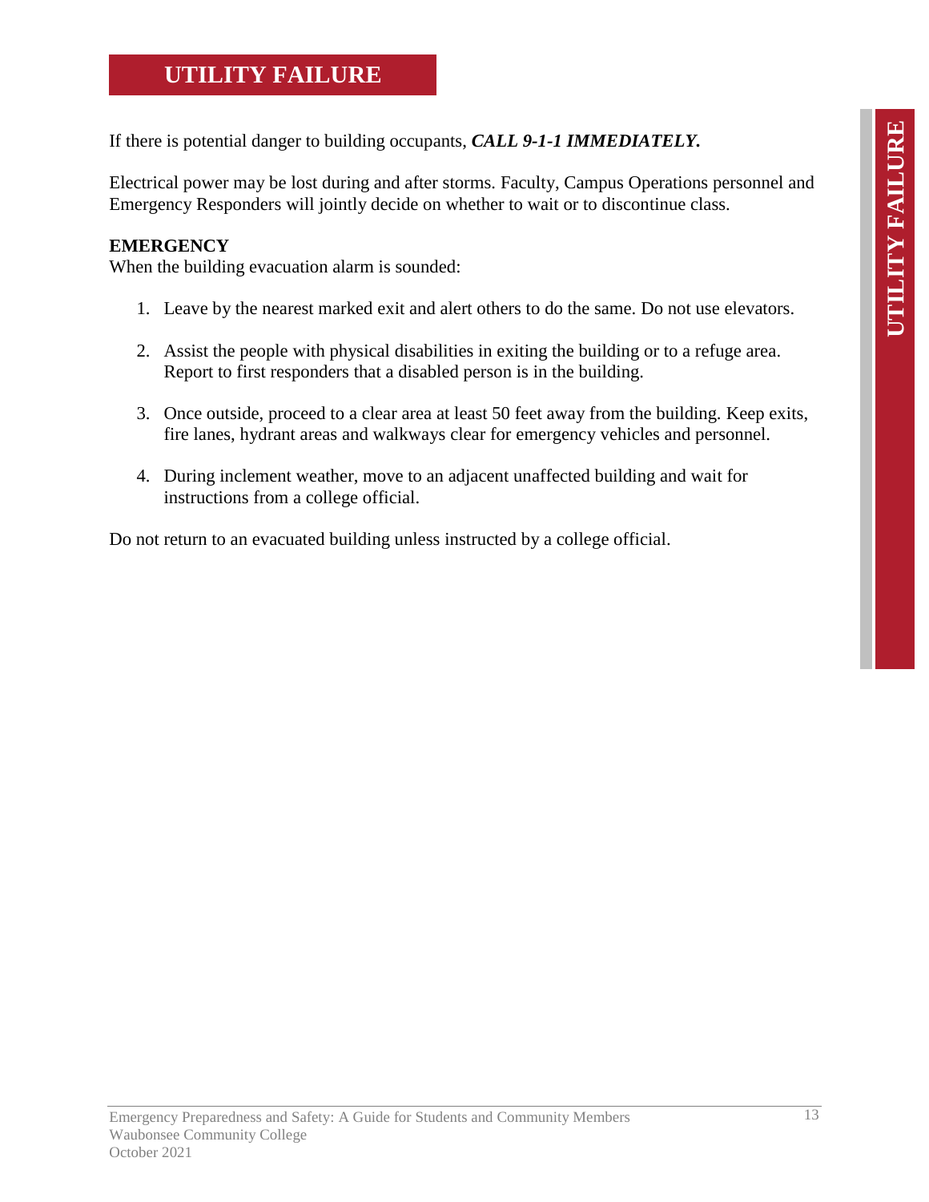# UTILITY FAILURE

If there is potential danger to building occupants, ***CALL 9-1-1 IMMEDIATELY.***

Electrical power may be lost during and after storms. Faculty, Campus Operations personnel and Emergency Responders will jointly decide on whether to wait or to discontinue class.

**EMERGENCY**
When the building evacuation alarm is sounded:

1. Leave by the nearest marked exit and alert others to do the same. Do not use elevators.
2. Assist the people with physical disabilities in exiting the building or to a refuge area. Report to first responders that a disabled person is in the building.
3. Once outside, proceed to a clear area at least 50 feet away from the building. Keep exits, fire lanes, hydrant areas and walkways clear for emergency vehicles and personnel.
4. During inclement weather, move to an adjacent unaffected building and wait for instructions from a college official.

Do not return to an evacuated building unless instructed by a college official.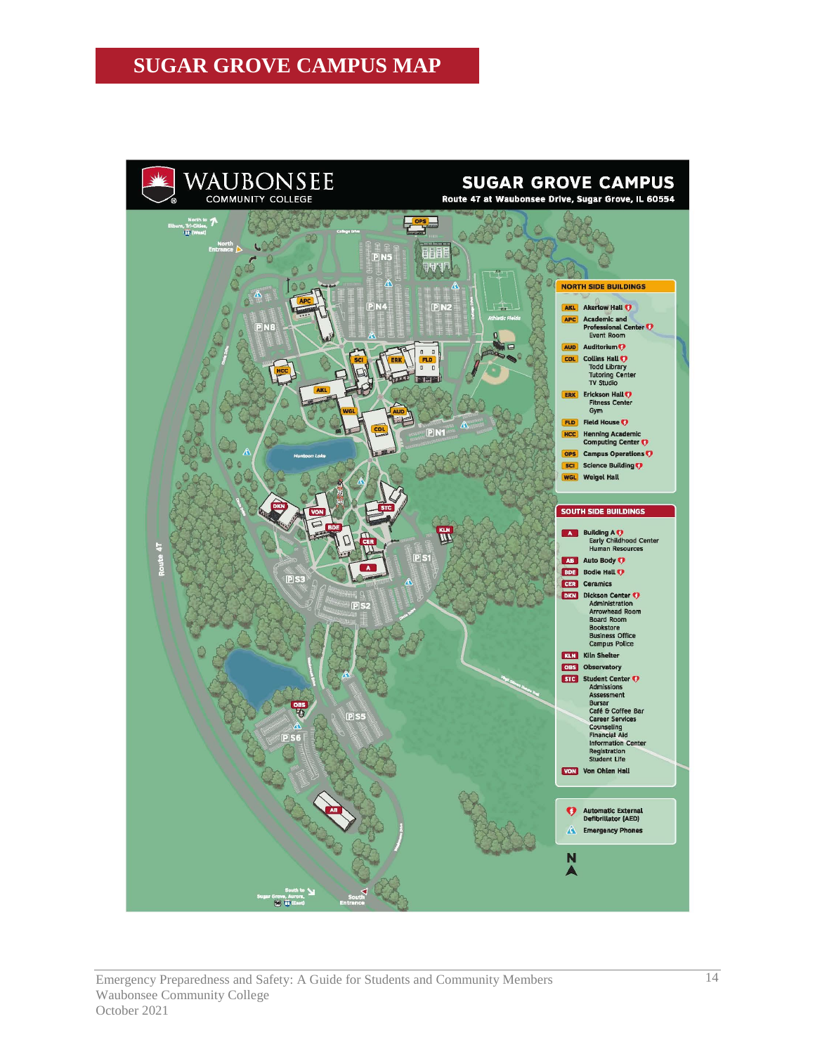# SUGAR GROVE CAMPUS MAP

WAUBONSEE COMMUNITY COLLEGE

SUGAR GROVE CAMPUS

Route 47 at Waubonsee Drive, Sugar Grove, IL 60554

**NORTH SIDE BUILDINGS**

- AKL Akerlow Hall
- APC Academic and Professional Center
  - Event Room
- AUD Auditorium
- COL Collins Hall
  - Todd Library
  - Tutoring Center
  - TV Studio
- ERK Erickson Hall
  - Fitness Center
  - Gym
- FLD Field House
- HCC Henning Academic Computing Center
- OPS Campus Operations
- SCI Science Building
- WGL Weigel Hall

**SOUTH SIDE BUILDINGS**

- A Building A
  - Early Childhood Center
  - Human Resources
- AB Auto Body
- BDE Bodie Hall
- CER Ceramics
- DKN Dickson Center
  - Administration
  - Arrowhead Room
  - Board Room
  - Bookstore
  - Business Office
  - Campus Police
- KLN Kiln Shelter
- OBS Observatory
- STC Student Center
  - Admissions
  - Assessment
  - Bursar
  - Café & Coffee Bar
  - Career Services
  - Counseling
  - Financial Aid
  - Information Center
  - Registration
  - Student Life
- VON Von Ohlen Hall

Automatic External Defibrillator (AED)

Emergency Phones